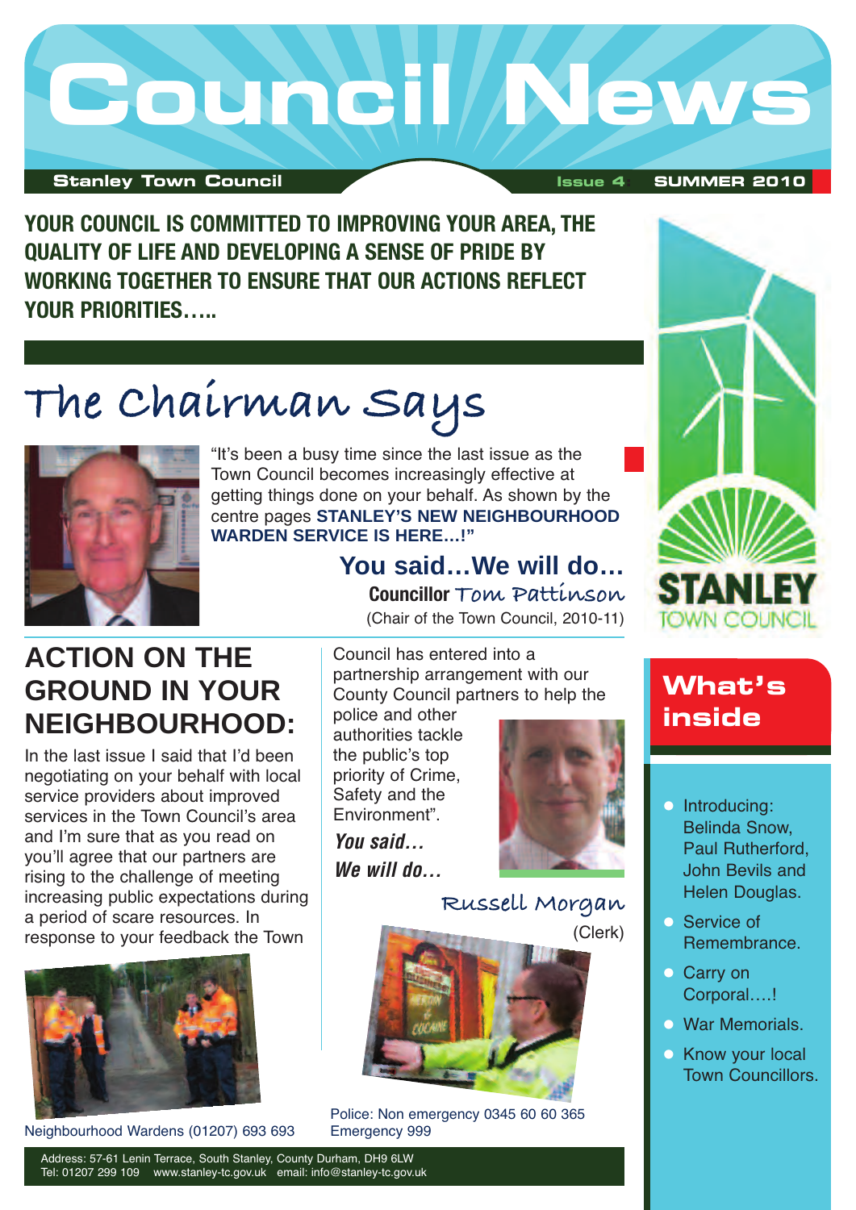# Council News

**Stanley Town Council** Issue 4 SUMMER 2010

**YOUR COUNCIL IS COMMITTED TO IMPROVING YOUR AREA, THE QUALITY OF LIFE AND DEVELOPING A SENSE OF PRIDE BY WORKING TOGETHER TO ENSURE THAT OUR ACTIONS REFLECT YOUR PRIORITIES…..**

## The Chairman Says

"It's been a busy time since the last issue as the Town Council becomes increasingly effective at getting things done on your behalf. As shown by the centre pages **STANLEY'S NEW NEIGHBOURHOOD WARDEN SERVICE IS HERE…!"**

**You said…We will do…**

**Councillor** Tom Pattinson
(Chair of the Town Council, 2010-11)

## ACTION ON THE GROUND IN YOUR NEIGHBOURHOOD:

In the last issue I said that I'd been negotiating on your behalf with local service providers about improved services in the Town Council's area and I'm sure that as you read on you'll agree that our partners are rising to the challenge of meeting increasing public expectations during a period of scare resources. In response to your feedback the Town Council has entered into a partnership arrangement with our County Council partners to help the police and other authorities tackle the public's top priority of Crime, Safety and the Environment".

***You said…***
***We will do…***

Russell Morgan
(Clerk)

Neighbourhood Wardens (01207) 693 693

Police: Non emergency 0345 60 60 365
Emergency 999

## What's inside

- Introducing: Belinda Snow, Paul Rutherford, John Bevils and Helen Douglas.
- Service of Remembrance.
- Carry on Corporal….!
- War Memorials.
- Know your local Town Councillors.

STANLEY TOWN COUNCIL

Address: 57-61 Lenin Terrace, South Stanley, County Durham, DH9 6LW
Tel: 01207 299 109 www.stanley-tc.gov.uk email: info@stanley-tc.gov.uk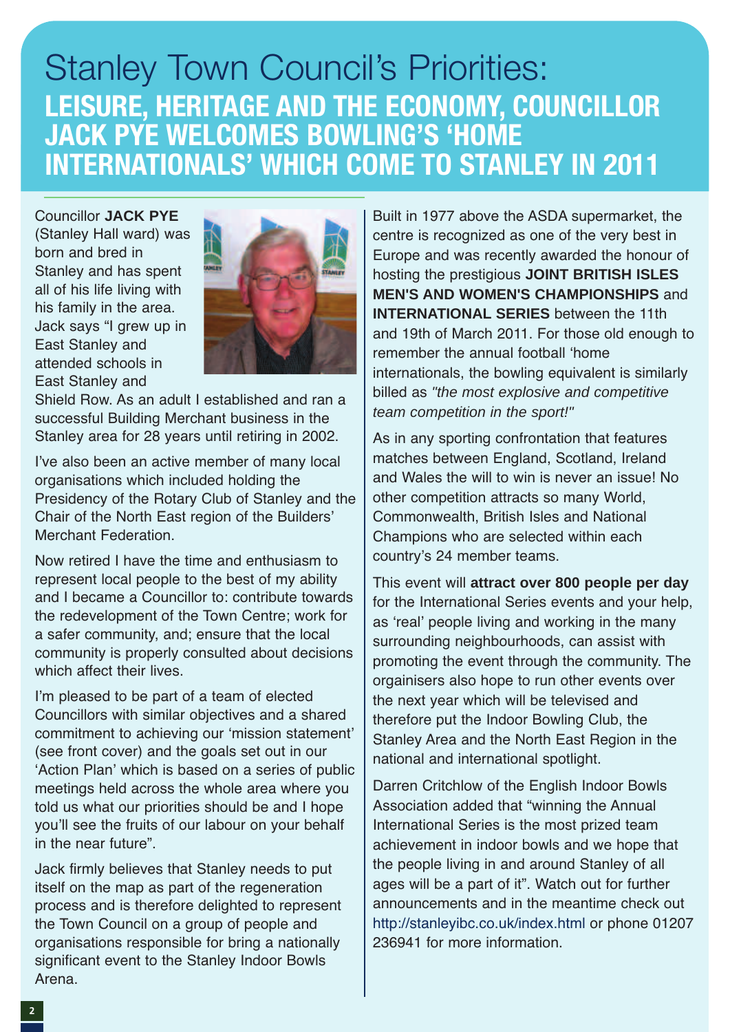# Stanley Town Council's Priorities:

## LEISURE, HERITAGE AND THE ECONOMY, COUNCILLOR JACK PYE WELCOMES BOWLING'S 'HOME INTERNATIONALS' WHICH COME TO STANLEY IN 2011

Councillor **JACK PYE** (Stanley Hall ward) was born and bred in Stanley and has spent all of his life living with his family in the area. Jack says "I grew up in East Stanley and attended schools in East Stanley and Shield Row. As an adult I established and ran a successful Building Merchant business in the Stanley area for 28 years until retiring in 2002.

I've also been an active member of many local organisations which included holding the Presidency of the Rotary Club of Stanley and the Chair of the North East region of the Builders' Merchant Federation.

Now retired I have the time and enthusiasm to represent local people to the best of my ability and I became a Councillor to: contribute towards the redevelopment of the Town Centre; work for a safer community, and; ensure that the local community is properly consulted about decisions which affect their lives.

I'm pleased to be part of a team of elected Councillors with similar objectives and a shared commitment to achieving our 'mission statement' (see front cover) and the goals set out in our 'Action Plan' which is based on a series of public meetings held across the whole area where you told us what our priorities should be and I hope you'll see the fruits of our labour on your behalf in the near future".

Jack firmly believes that Stanley needs to put itself on the map as part of the regeneration process and is therefore delighted to represent the Town Council on a group of people and organisations responsible for bring a nationally significant event to the Stanley Indoor Bowls Arena.

Built in 1977 above the ASDA supermarket, the centre is recognized as one of the very best in Europe and was recently awarded the honour of hosting the prestigious **JOINT BRITISH ISLES MEN'S AND WOMEN'S CHAMPIONSHIPS** and **INTERNATIONAL SERIES** between the 11th and 19th of March 2011. For those old enough to remember the annual football 'home internationals, the bowling equivalent is similarly billed as *"the most explosive and competitive team competition in the sport!"*

As in any sporting confrontation that features matches between England, Scotland, Ireland and Wales the will to win is never an issue! No other competition attracts so many World, Commonwealth, British Isles and National Champions who are selected within each country's 24 member teams.

This event will **attract over 800 people per day** for the International Series events and your help, as 'real' people living and working in the many surrounding neighbourhoods, can assist with promoting the event through the community. The orgainisers also hope to run other events over the next year which will be televised and therefore put the Indoor Bowling Club, the Stanley Area and the North East Region in the national and international spotlight.

Darren Critchlow of the English Indoor Bowls Association added that "winning the Annual International Series is the most prized team achievement in indoor bowls and we hope that the people living in and around Stanley of all ages will be a part of it". Watch out for further announcements and in the meantime check out http://stanleyibc.co.uk/index.html or phone 01207 236941 for more information.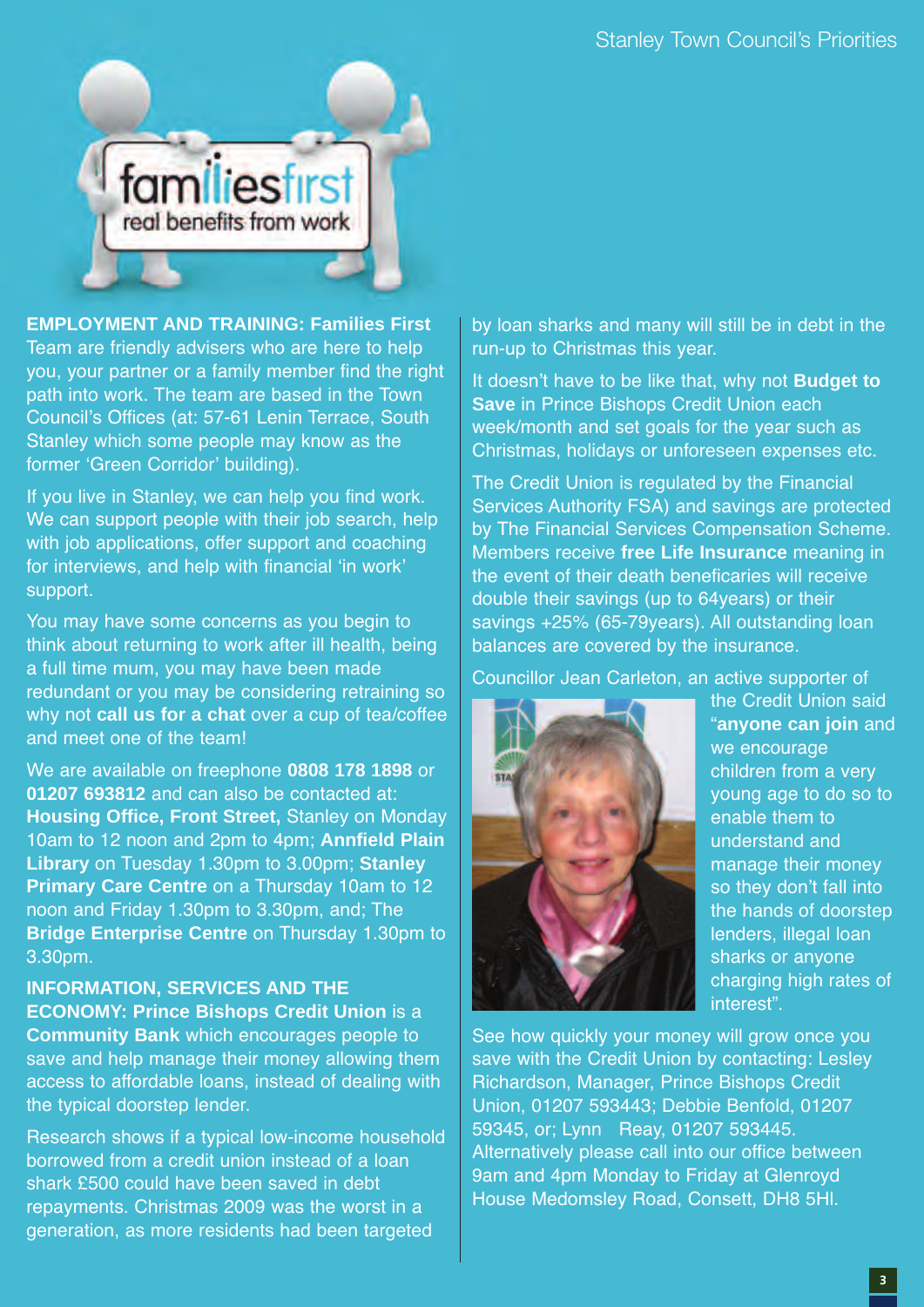**EMPLOYMENT AND TRAINING: Families First** Team are friendly advisers who are here to help you, your partner or a family member find the right path into work. The team are based in the Town Council's Offices (at: 57-61 Lenin Terrace, South Stanley which some people may know as the former 'Green Corridor' building).

If you live in Stanley, we can help you find work. We can support people with their job search, help with job applications, offer support and coaching for interviews, and help with financial 'in work' support.

You may have some concerns as you begin to think about returning to work after ill health, being a full time mum, you may have been made redundant or you may be considering retraining so why not **call us for a chat** over a cup of tea/coffee and meet one of the team!

We are available on freephone **0808 178 1898** or **01207 693812** and can also be contacted at: **Housing Office, Front Street,** Stanley on Monday 10am to 12 noon and 2pm to 4pm; **Annfield Plain Library** on Tuesday 1.30pm to 3.00pm; **Stanley Primary Care Centre** on a Thursday 10am to 12 noon and Friday 1.30pm to 3.30pm, and; The **Bridge Enterprise Centre** on Thursday 1.30pm to 3.30pm.

**INFORMATION, SERVICES AND THE ECONOMY: Prince Bishops Credit Union** is a **Community Bank** which encourages people to save and help manage their money allowing them access to affordable loans, instead of dealing with the typical doorstep lender.

Research shows if a typical low-income household borrowed from a credit union instead of a loan shark £500 could have been saved in debt repayments. Christmas 2009 was the worst in a generation, as more residents had been targeted by loan sharks and many will still be in debt in the run-up to Christmas this year.

It doesn't have to be like that, why not **Budget to Save** in Prince Bishops Credit Union each week/month and set goals for the year such as Christmas, holidays or unforeseen expenses etc.

The Credit Union is regulated by the Financial Services Authority FSA) and savings are protected by The Financial Services Compensation Scheme. Members receive **free Life Insurance** meaning in the event of their death beneficaries will receive double their savings (up to 64years) or their savings +25% (65-79years). All outstanding loan balances are covered by the insurance.

Councillor Jean Carleton, an active supporter of the Credit Union said "**anyone can join** and we encourage children from a very young age to do so to enable them to understand and manage their money so they don't fall into the hands of doorstep lenders, illegal loan sharks or anyone charging high rates of interest".

See how quickly your money will grow once you save with the Credit Union by contacting: Lesley Richardson, Manager, Prince Bishops Credit Union, 01207 593443; Debbie Benfold, 01207 59345, or; Lynn Reay, 01207 593445. Alternatively please call into our office between 9am and 4pm Monday to Friday at Glenroyd House Medomsley Road, Consett, DH8 5HI.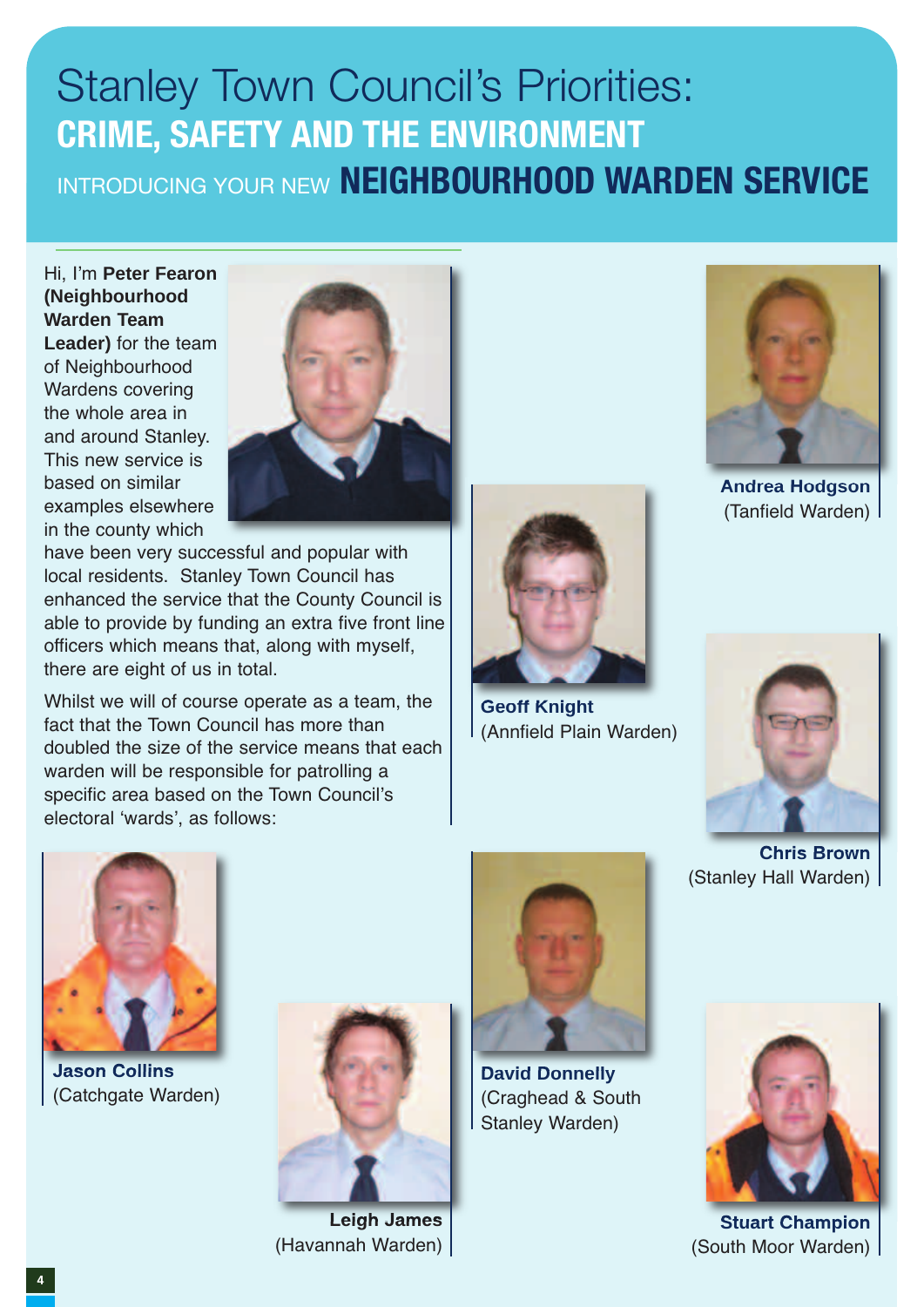// Stanley Town Council's Priorities:

# CRIME, SAFETY AND THE ENVIRONMENT

## INTRODUCING YOUR NEW **NEIGHBOURHOOD WARDEN SERVICE**

Hi, I'm **Peter Fearon (Neighbourhood Warden Team Leader)** for the team of Neighbourhood Wardens covering the whole area in and around Stanley. This new service is based on similar examples elsewhere in the county which have been very successful and popular with local residents. Stanley Town Council has enhanced the service that the County Council is able to provide by funding an extra five front line officers which means that, along with myself, there are eight of us in total.

Whilst we will of course operate as a team, the fact that the Town Council has more than doubled the size of the service means that each warden will be responsible for patrolling a specific area based on the Town Council's electoral 'wards', as follows:

**Andrea Hodgson**
(Tanfield Warden)

**Geoff Knight**
(Annfield Plain Warden)

**Chris Brown**
(Stanley Hall Warden)

**Jason Collins**
(Catchgate Warden)

**David Donnelly**
(Craghead & South Stanley Warden)

**Leigh James**
(Havannah Warden)

**Stuart Champion**
(South Moor Warden)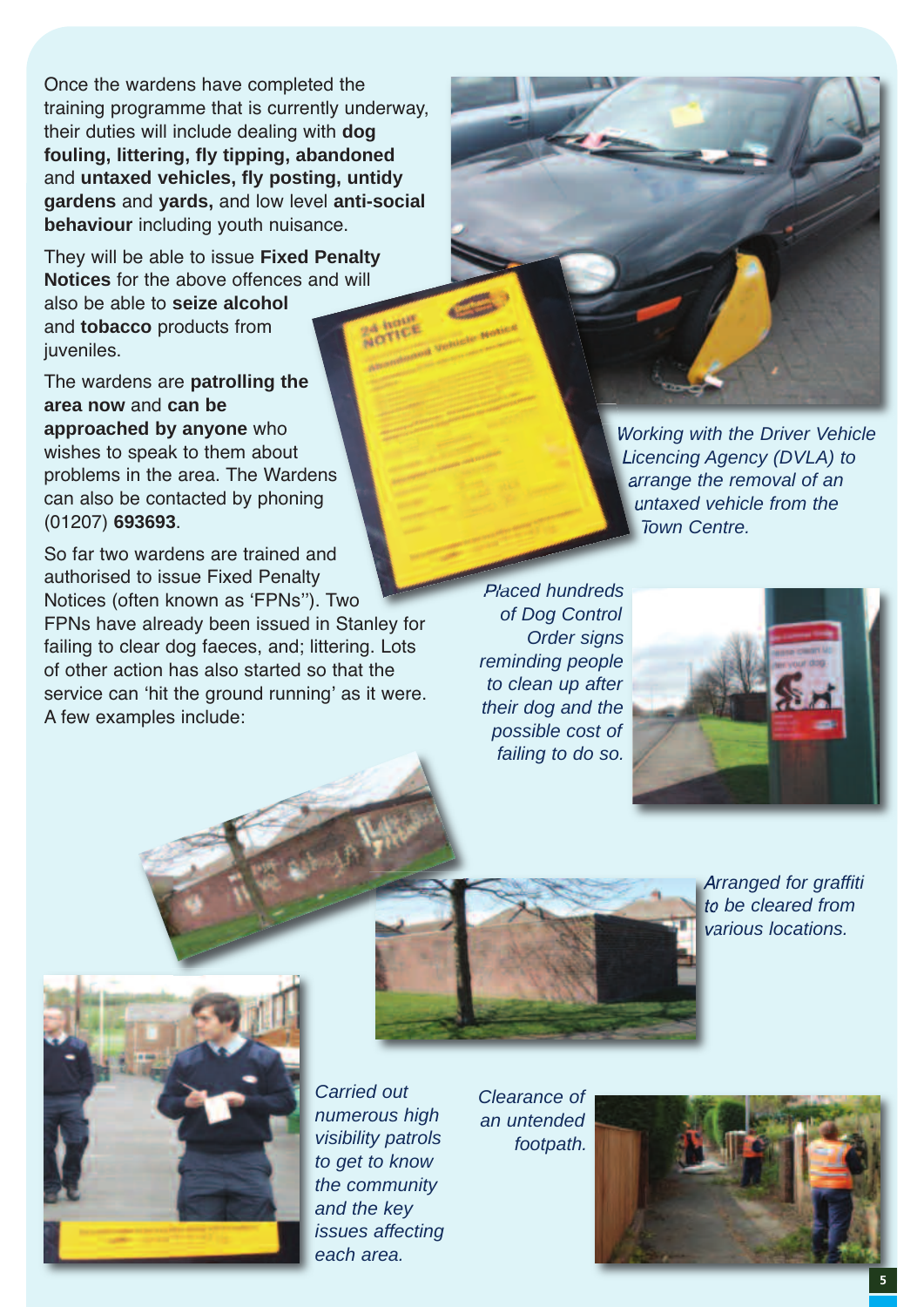Once the wardens have completed the training programme that is currently underway, their duties will include dealing with **dog fouling, littering, fly tipping, abandoned** and **untaxed vehicles, fly posting, untidy gardens** and **yards,** and low level **anti-social behaviour** including youth nuisance.

They will be able to issue **Fixed Penalty Notices** for the above offences and will also be able to **seize alcohol** and **tobacco** products from juveniles.

The wardens are **patrolling the area now** and **can be approached by anyone** who wishes to speak to them about problems in the area. The Wardens can also be contacted by phoning (01207) **693693**.

So far two wardens are trained and authorised to issue Fixed Penalty Notices (often known as 'FPNs"). Two FPNs have already been issued in Stanley for failing to clear dog faeces, and; littering. Lots of other action has also started so that the service can 'hit the ground running' as it were. A few examples include:

*Working with the Driver Vehicle Licencing Agency (DVLA) to arrange the removal of an untaxed vehicle from the Town Centre.*

*Placed hundreds of Dog Control Order signs reminding people to clean up after their dog and the possible cost of failing to do so.*

*Arranged for graffiti to be cleared from various locations.*

*Carried out numerous high visibility patrols to get to know the community and the key issues affecting each area.*

*Clearance of an untended footpath.*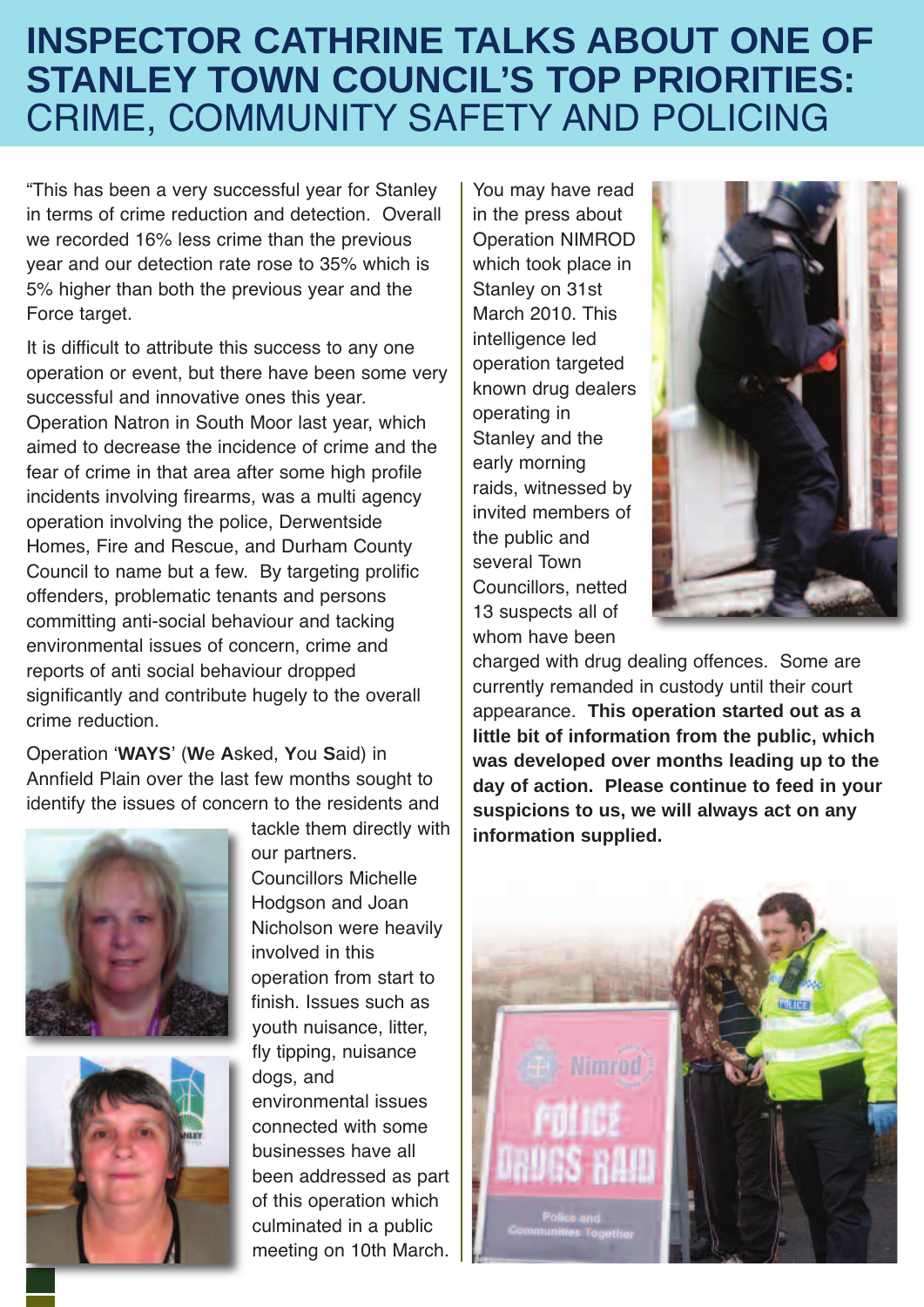# INSPECTOR CATHRINE TALKS ABOUT ONE OF STANLEY TOWN COUNCIL'S TOP PRIORITIES: CRIME, COMMUNITY SAFETY AND POLICING

"This has been a very successful year for Stanley in terms of crime reduction and detection. Overall we recorded 16% less crime than the previous year and our detection rate rose to 35% which is 5% higher than both the previous year and the Force target.

It is difficult to attribute this success to any one operation or event, but there have been some very successful and innovative ones this year. Operation Natron in South Moor last year, which aimed to decrease the incidence of crime and the fear of crime in that area after some high profile incidents involving firearms, was a multi agency operation involving the police, Derwentside Homes, Fire and Rescue, and Durham County Council to name but a few. By targeting prolific offenders, problematic tenants and persons committing anti-social behaviour and tacking environmental issues of concern, crime and reports of anti social behaviour dropped significantly and contribute hugely to the overall crime reduction.

Operation '**WAYS**' (**W**e **A**sked, **Y**ou **S**aid) in Annfield Plain over the last few months sought to identify the issues of concern to the residents and tackle them directly with our partners. Councillors Michelle Hodgson and Joan Nicholson were heavily involved in this operation from start to finish. Issues such as youth nuisance, litter, fly tipping, nuisance dogs, and environmental issues connected with some businesses have all been addressed as part of this operation which culminated in a public meeting on 10th March.

You may have read in the press about Operation NIMROD which took place in Stanley on 31st March 2010. This intelligence led operation targeted known drug dealers operating in Stanley and the early morning raids, witnessed by invited members of the public and several Town Councillors, netted 13 suspects all of whom have been charged with drug dealing offences. Some are currently remanded in custody until their court appearance. **This operation started out as a little bit of information from the public, which was developed over months leading up to the day of action. Please continue to feed in your suspicions to us, we will always act on any information supplied.**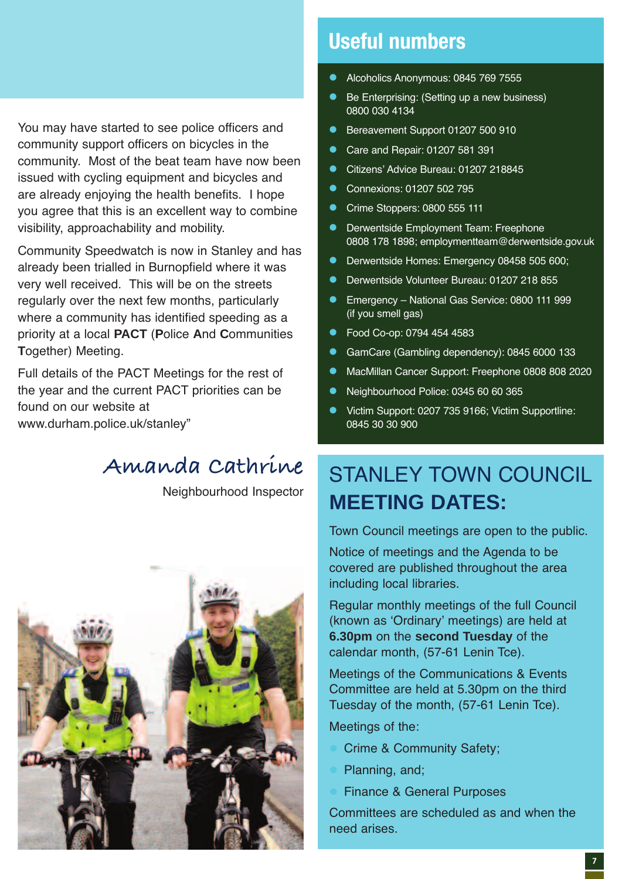You may have started to see police officers and community support officers on bicycles in the community.  Most of the beat team have now been issued with cycling equipment and bicycles and are already enjoying the health benefits.  I hope you agree that this is an excellent way to combine visibility, approachability and mobility.

Community Speedwatch is now in Stanley and has already been trialled in Burnopfield where it was very well received.  This will be on the streets regularly over the next few months, particularly where a community has identified speeding as a priority at a local **PACT** (**P**olice **A**nd **C**ommunities **T**ogether) Meeting.

Full details of the PACT Meetings for the rest of the year and the current PACT priorities can be found on our website at www.durham.police.uk/stanley"

Amanda Cathrine

Neighbourhood Inspector

## Useful numbers

- Alcoholics Anonymous: 0845 769 7555
- Be Enterprising: (Setting up a new business) 0800 030 4134
- Bereavement Support 01207 500 910
- Care and Repair: 01207 581 391
- Citizens' Advice Bureau: 01207 218845
- Connexions: 01207 502 795
- Crime Stoppers: 0800 555 111
- Derwentside Employment Team: Freephone 0808 178 1898; employmentteam@derwentside.gov.uk
- Derwentside Homes: Emergency 08458 505 600;
- Derwentside Volunteer Bureau: 01207 218 855
- Emergency – National Gas Service: 0800 111 999 (if you smell gas)
- Food Co-op: 0794 454 4583
- GamCare (Gambling dependency): 0845 6000 133
- MacMillan Cancer Support: Freephone 0808 808 2020
- Neighbourhood Police: 0345 60 60 365
- Victim Support: 0207 735 9166; Victim Supportline: 0845 30 30 900

## STANLEY TOWN COUNCIL **MEETING DATES:**

Town Council meetings are open to the public.

Notice of meetings and the Agenda to be covered are published throughout the area including local libraries.

Regular monthly meetings of the full Council (known as 'Ordinary' meetings) are held at **6.30pm** on the **second Tuesday** of the calendar month, (57-61 Lenin Tce).

Meetings of the Communications & Events Committee are held at 5.30pm on the third Tuesday of the month, (57-61 Lenin Tce).

Meetings of the:

- Crime & Community Safety;
- Planning, and;
- Finance & General Purposes

Committees are scheduled as and when the need arises.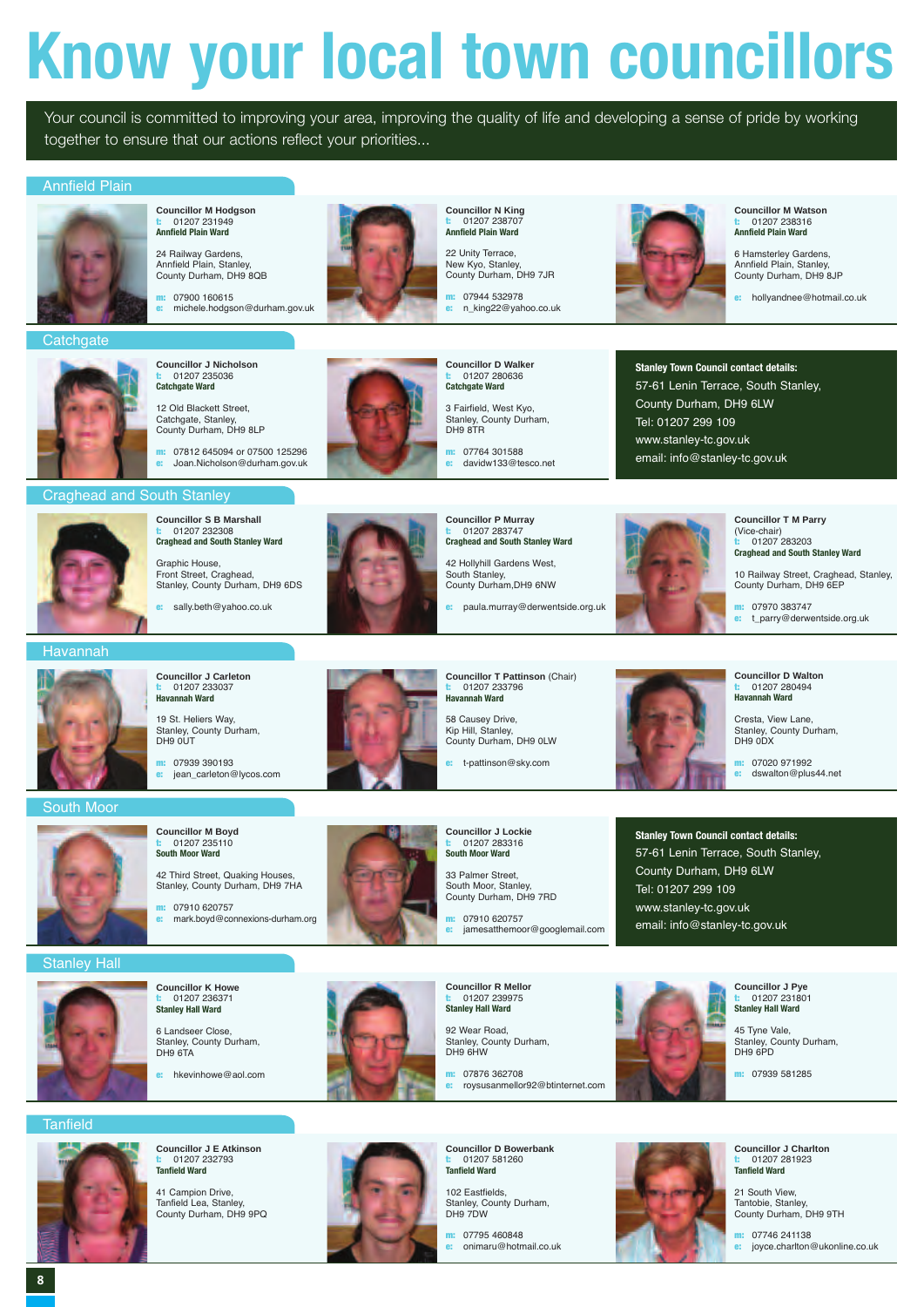# Know your local town councillors

Your council is committed to improving your area, improving the quality of life and developing a sense of pride by working together to ensure that our actions reflect your priorities...

## Annfield Plain

**Councillor M Hodgson**
t: 01207 231949
**Annfield Plain Ward**

24 Railway Gardens,
Annfield Plain, Stanley,
County Durham, DH9 8QB

m: 07900 160615
e: michele.hodgson@durham.gov.uk

**Councillor N King**
t: 01207 238707
**Annfield Plain Ward**

22 Unity Terrace,
New Kyo, Stanley,
County Durham, DH9 7JR

m: 07944 532978
e: n_king22@yahoo.co.uk

**Councillor M Watson**
t: 01207 238316
**Annfield Plain Ward**

6 Hamsterley Gardens,
Annfield Plain, Stanley,
County Durham, DH9 8JP

e: hollyandnee@hotmail.co.uk

## Catchgate

**Councillor J Nicholson**
t: 01207 235036
**Catchgate Ward**

12 Old Blackett Street,
Catchgate, Stanley,
County Durham, DH9 8LP

m: 07812 645094 or 07500 125296
e: Joan.Nicholson@durham.gov.uk

**Councillor D Walker**
t: 01207 280636
**Catchgate Ward**

3 Fairfield, West Kyo,
Stanley, County Durham,
DH9 8TR

m: 07764 301588
e: davidw133@tesco.net

**Stanley Town Council contact details:**
57-61 Lenin Terrace, South Stanley,
County Durham, DH9 6LW
Tel: 01207 299 109
www.stanley-tc.gov.uk
email: info@stanley-tc.gov.uk

## Craghead and South Stanley

**Councillor S B Marshall**
t: 01207 232308
**Craghead and South Stanley Ward**

Graphic House,
Front Street, Craghead,
Stanley, County Durham, DH9 6DS

e: sally.beth@yahoo.co.uk

**Councillor P Murray**
t: 01207 283747
**Craghead and South Stanley Ward**

42 Hollyhill Gardens West,
South Stanley,
County Durham,DH9 6NW

e: paula.murray@derwentside.org.uk

**Councillor T M Parry**
(Vice-chair)
t: 01207 283203
**Craghead and South Stanley Ward**

10 Railway Street, Craghead, Stanley,
County Durham, DH9 6EP

m: 07970 383747
e: t_parry@derwentside.org.uk

## Havannah

**Councillor J Carleton**
t: 01207 233037
**Havannah Ward**

19 St. Heliers Way,
Stanley, County Durham,
DH9 0UT

m: 07939 390193
e: jean_carleton@lycos.com

**Councillor T Pattinson** (Chair)
t: 01207 233796
**Havannah Ward**

58 Causey Drive,
Kip Hill, Stanley,
County Durham, DH9 0LW

e: t-pattinson@sky.com

**Councillor D Walton**
t: 01207 280494
**Havannah Ward**

Cresta, View Lane,
Stanley, County Durham,
DH9 0DX

m: 07020 971992
e: dswalton@plus44.net

## South Moor

**Councillor M Boyd**
t: 01207 235110
**South Moor Ward**

42 Third Street, Quaking Houses,
Stanley, County Durham, DH9 7HA

m: 07910 620757
e: mark.boyd@connexions-durham.org

**Councillor J Lockie**
t: 01207 283316
**South Moor Ward**

33 Palmer Street,
South Moor, Stanley,
County Durham, DH9 7RD

m: 07910 620757
e: jamesatthemoor@googlemail.com

**Stanley Town Council contact details:**
57-61 Lenin Terrace, South Stanley,
County Durham, DH9 6LW
Tel: 01207 299 109
www.stanley-tc.gov.uk
email: info@stanley-tc.gov.uk

## Stanley Hall

**Councillor K Howe**
t: 01207 236371
**Stanley Hall Ward**

6 Landseer Close,
Stanley, County Durham,
DH9 6TA

e: hkevinhowe@aol.com

**Councillor R Mellor**
t: 01207 239975
**Stanley Hall Ward**

92 Wear Road,
Stanley, County Durham,
DH9 6HW

m: 07876 362708
e: roysusanmellor92@btinternet.com

**Councillor J Pye**
t: 01207 231801
**Stanley Hall Ward**

45 Tyne Vale,
Stanley, County Durham,
DH9 6PD

m: 07939 581285

## Tanfield

**Councillor J E Atkinson**
t: 01207 232793
**Tanfield Ward**

41 Campion Drive,
Tanfield Lea, Stanley,
County Durham, DH9 9PQ

**Councillor D Bowerbank**
t: 01207 581260
**Tanfield Ward**

102 Eastfields,
Stanley, County Durham,
DH9 7DW

m: 07795 460848
e: onimaru@hotmail.co.uk

**Councillor J Charlton**
t: 01207 281923
**Tanfield Ward**

21 South View,
Tantobie, Stanley,
County Durham, DH9 9TH

m: 07746 241138
e: joyce.charlton@ukonline.co.uk